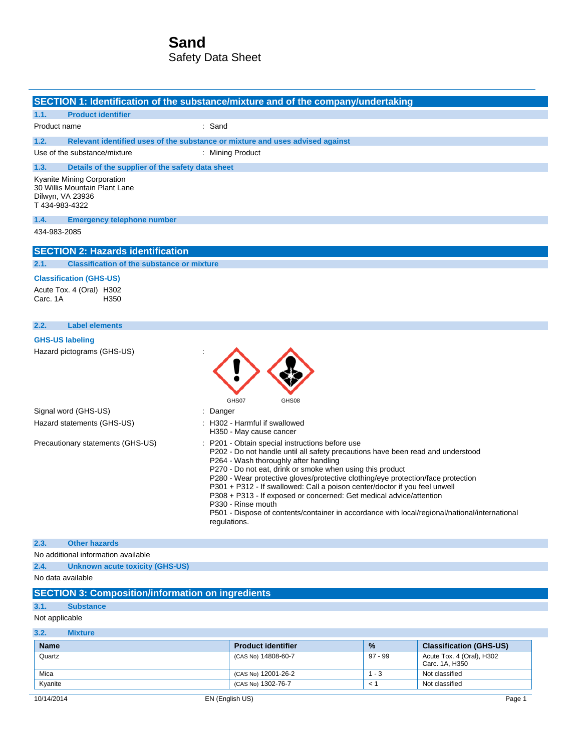# Sand

Safety Data Sheet

## SECTION 1: Identification of the substance/mixture and of the company/undertaking

### 1.1. Product identifier

Product name : Sand

### 1.2. Relevant identified uses of the substance or mixture and uses advised against

Use of the substance/mixture : Mining Product

### 1.3. Details of the supplier of the safety data sheet

Kyanite Mining Corporation
30 Willis Mountain Plant Lane
Dilwyn, VA 23936
T 434-983-4322

### 1.4. Emergency telephone number

434-983-2085

## SECTION 2: Hazards identification

### 2.1. Classification of the substance or mixture

**Classification (GHS-US)**

Acute Tox. 4 (Oral) H302
Carc. 1A H350

### 2.2. Label elements

**GHS-US labeling**

Hazard pictograms (GHS-US) : GHS07 GHS08

Signal word (GHS-US) : Danger

Hazard statements (GHS-US) : H302 - Harmful if swallowed
H350 - May cause cancer

Precautionary statements (GHS-US) : P201 - Obtain special instructions before use
P202 - Do not handle until all safety precautions have been read and understood
P264 - Wash thoroughly after handling
P270 - Do not eat, drink or smoke when using this product
P280 - Wear protective gloves/protective clothing/eye protection/face protection
P301 + P312 - If swallowed: Call a poison center/doctor if you feel unwell
P308 + P313 - If exposed or concerned: Get medical advice/attention
P330 - Rinse mouth
P501 - Dispose of contents/container in accordance with local/regional/national/international regulations.

### 2.3. Other hazards

No additional information available

### 2.4. Unknown acute toxicity (GHS-US)

No data available

## SECTION 3: Composition/information on ingredients

### 3.1. Substance

Not applicable

### 3.2. Mixture

| Name | Product identifier | % | Classification (GHS-US) |
|---|---|---|---|
| Quartz | (CAS No) 14808-60-7 | 97 - 99 | Acute Tox. 4 (Oral), H302<br>Carc. 1A, H350 |
| Mica | (CAS No) 12001-26-2 | 1 - 3 | Not classified |
| Kyanite | (CAS No) 1302-76-7 | < 1 | Not classified |

10/14/2014 EN (English US)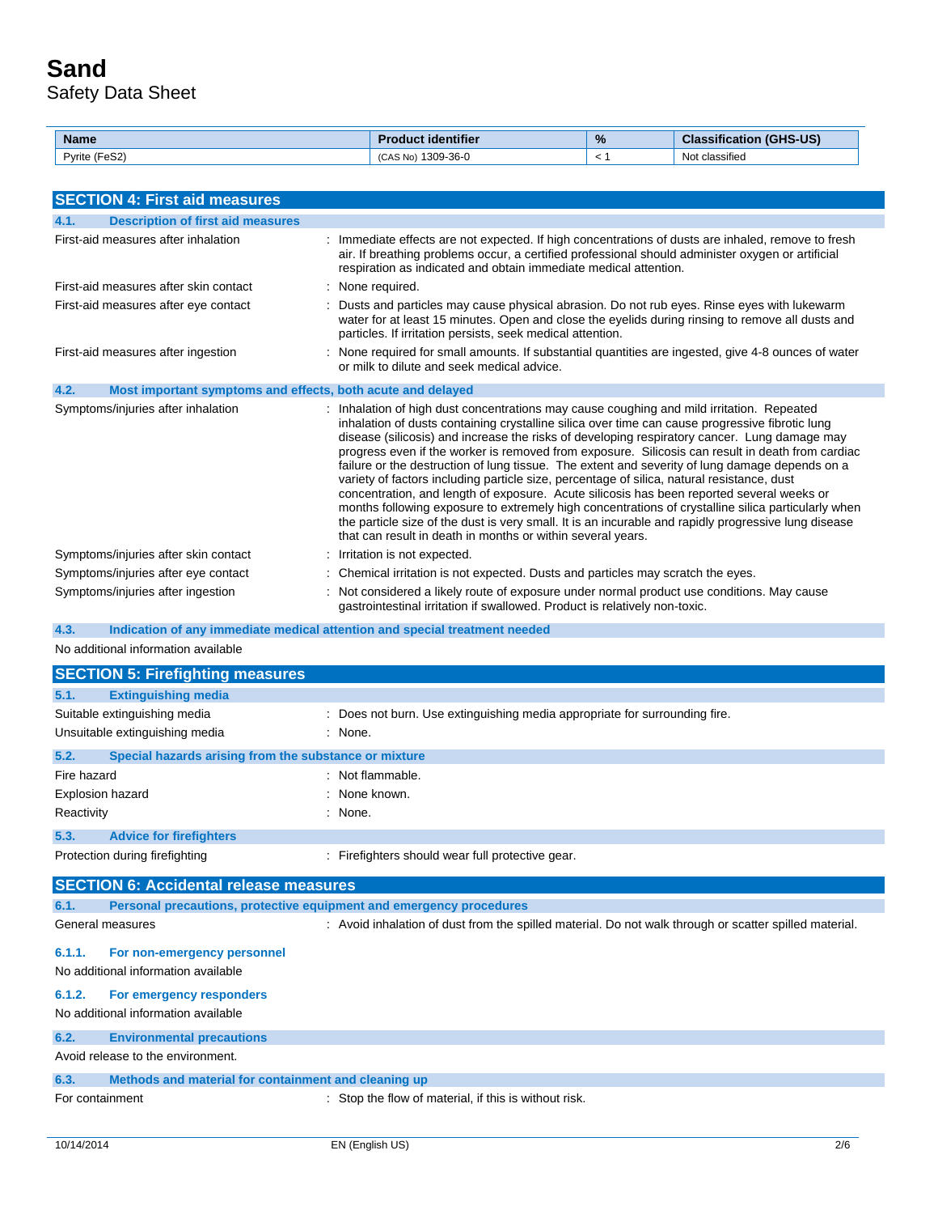| Name | Product identifier | % | Classification (GHS-US) |
|---|---|---|---|
| Pyrite ($FeS_2$) | (CAS No) 1309-36-0 | < 1 | Not classified |

## SECTION 4: First aid measures

### 4.1. Description of first aid measures

First-aid measures after inhalation : Immediate effects are not expected. If high concentrations of dusts are inhaled, remove to fresh air. If breathing problems occur, a certified professional should administer oxygen or artificial respiration as indicated and obtain immediate medical attention.

First-aid measures after skin contact : None required.

First-aid measures after eye contact : Dusts and particles may cause physical abrasion. Do not rub eyes. Rinse eyes with lukewarm water for at least 15 minutes. Open and close the eyelids during rinsing to remove all dusts and particles. If irritation persists, seek medical attention.

First-aid measures after ingestion : None required for small amounts. If substantial quantities are ingested, give 4-8 ounces of water or milk to dilute and seek medical advice.

### 4.2. Most important symptoms and effects, both acute and delayed

Symptoms/injuries after inhalation : Inhalation of high dust concentrations may cause coughing and mild irritation. Repeated inhalation of dusts containing crystalline silica over time can cause progressive fibrotic lung disease (silicosis) and increase the risks of developing respiratory cancer. Lung damage may progress even if the worker is removed from exposure. Silicosis can result in death from cardiac failure or the destruction of lung tissue. The extent and severity of lung damage depends on a variety of factors including particle size, percentage of silica, natural resistance, dust concentration, and length of exposure. Acute silicosis has been reported several weeks or months following exposure to extremely high concentrations of crystalline silica particularly when the particle size of the dust is very small. It is an incurable and rapidly progressive lung disease that can result in death in months or within several years.

Symptoms/injuries after skin contact : Irritation is not expected.

Symptoms/injuries after eye contact : Chemical irritation is not expected. Dusts and particles may scratch the eyes.

Symptoms/injuries after ingestion : Not considered a likely route of exposure under normal product use conditions. May cause gastrointestinal irritation if swallowed. Product is relatively non-toxic.

### 4.3. Indication of any immediate medical attention and special treatment needed

No additional information available

## SECTION 5: Firefighting measures

### 5.1. Extinguishing media

Suitable extinguishing media : Does not burn. Use extinguishing media appropriate for surrounding fire.

Unsuitable extinguishing media : None.

### 5.2. Special hazards arising from the substance or mixture

Fire hazard : Not flammable.

Explosion hazard : None known.

Reactivity : None.

### 5.3. Advice for firefighters

Protection during firefighting : Firefighters should wear full protective gear.

## SECTION 6: Accidental release measures

### 6.1. Personal precautions, protective equipment and emergency procedures

General measures : Avoid inhalation of dust from the spilled material. Do not walk through or scatter spilled material.

#### 6.1.1. For non-emergency personnel

No additional information available

#### 6.1.2. For emergency responders

No additional information available

### 6.2. Environmental precautions

Avoid release to the environment.

### 6.3. Methods and material for containment and cleaning up

For containment : Stop the flow of material, if this is without risk.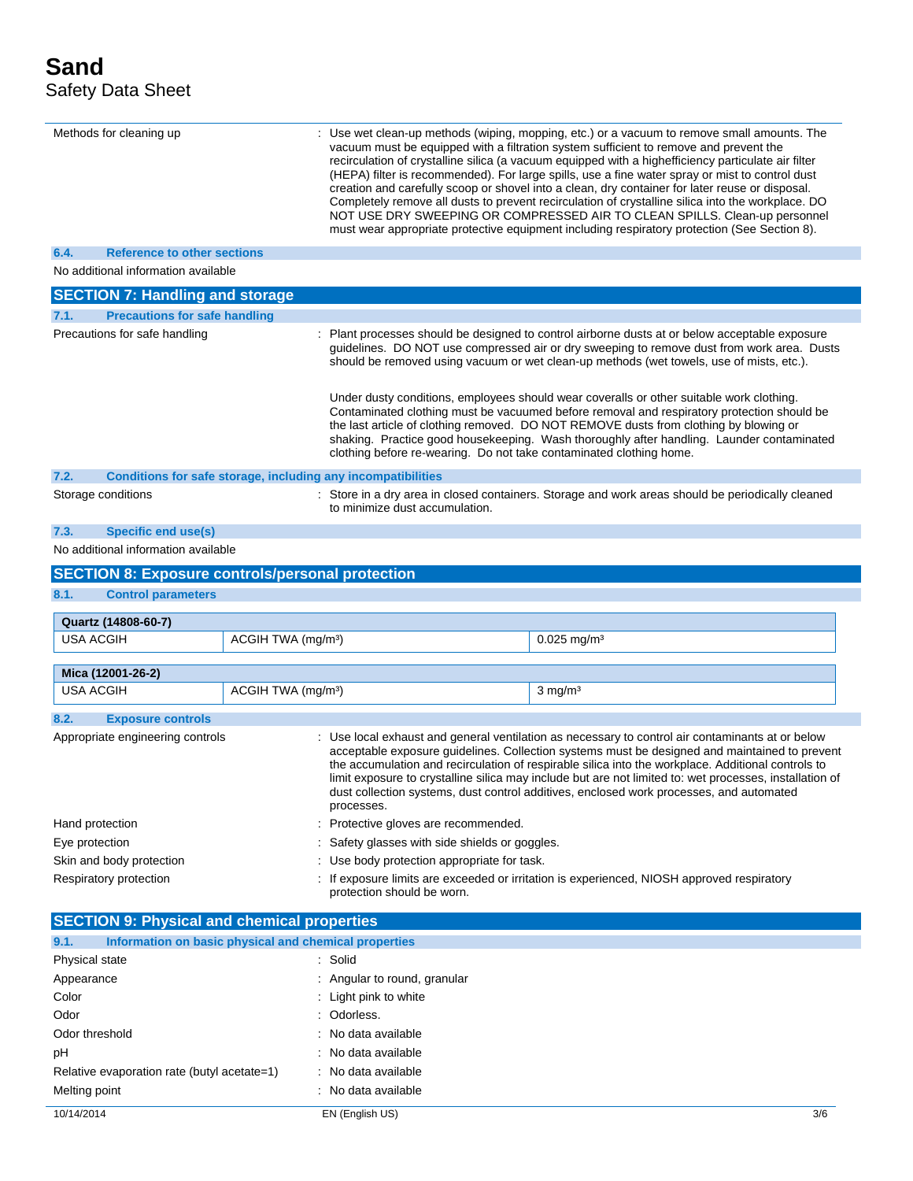| | |
|---|---|
| Methods for cleaning up | : Use wet clean-up methods (wiping, mopping, etc.) or a vacuum to remove small amounts. The vacuum must be equipped with a filtration system sufficient to remove and prevent the recirculation of crystalline silica (a vacuum equipped with a highefficiency particulate air filter (HEPA) filter is recommended). For large spills, use a fine water spray or mist to control dust creation and carefully scoop or shovel into a clean, dry container for later reuse or disposal. Completely remove all dusts to prevent recirculation of crystalline silica into the workplace. DO NOT USE DRY SWEEPING OR COMPRESSED AIR TO CLEAN SPILLS. Clean-up personnel must wear appropriate protective equipment including respiratory protection (See Section 8). |

### 6.4. Reference to other sections

No additional information available

## SECTION 7: Handling and storage

### 7.1. Precautions for safe handling

| | |
|---|---|
| Precautions for safe handling | : Plant processes should be designed to control airborne dusts at or below acceptable exposure guidelines. DO NOT use compressed air or dry sweeping to remove dust from work area. Dusts should be removed using vacuum or wet clean-up methods (wet towels, use of mists, etc.).<br><br>Under dusty conditions, employees should wear coveralls or other suitable work clothing. Contaminated clothing must be vacuumed before removal and respiratory protection should be the last article of clothing removed. DO NOT REMOVE dusts from clothing by blowing or shaking. Practice good housekeeping. Wash thoroughly after handling. Launder contaminated clothing before re-wearing. Do not take contaminated clothing home. |

### 7.2. Conditions for safe storage, including any incompatibilities

| | |
|---|---|
| Storage conditions | : Store in a dry area in closed containers. Storage and work areas should be periodically cleaned to minimize dust accumulation. |

### 7.3. Specific end use(s)

No additional information available

## SECTION 8: Exposure controls/personal protection

### 8.1. Control parameters

| Quartz (14808-60-7) | | |
|---|---|---|
| USA ACGIH | ACGIH TWA (mg/m³) | 0.025 mg/m³ |

| Mica (12001-26-2) | | |
|---|---|---|
| USA ACGIH | ACGIH TWA (mg/m³) | 3 mg/m³ |

### 8.2. Exposure controls

| | |
|---|---|
| Appropriate engineering controls | : Use local exhaust and general ventilation as necessary to control air contaminants at or below acceptable exposure guidelines. Collection systems must be designed and maintained to prevent the accumulation and recirculation of respirable silica into the workplace. Additional controls to limit exposure to crystalline silica may include but are not limited to: wet processes, installation of dust collection systems, dust control additives, enclosed work processes, and automated processes. |
| Hand protection | : Protective gloves are recommended. |
| Eye protection | : Safety glasses with side shields or goggles. |
| Skin and body protection | : Use body protection appropriate for task. |
| Respiratory protection | : If exposure limits are exceeded or irritation is experienced, NIOSH approved respiratory protection should be worn. |

## SECTION 9: Physical and chemical properties

### 9.1. Information on basic physical and chemical properties

| | |
|---|---|
| Physical state | : Solid |
| Appearance | : Angular to round, granular |
| Color | : Light pink to white |
| Odor | : Odorless. |
| Odor threshold | : No data available |
| pH | : No data available |
| Relative evaporation rate (butyl acetate=1) | : No data available |
| Melting point | : No data available |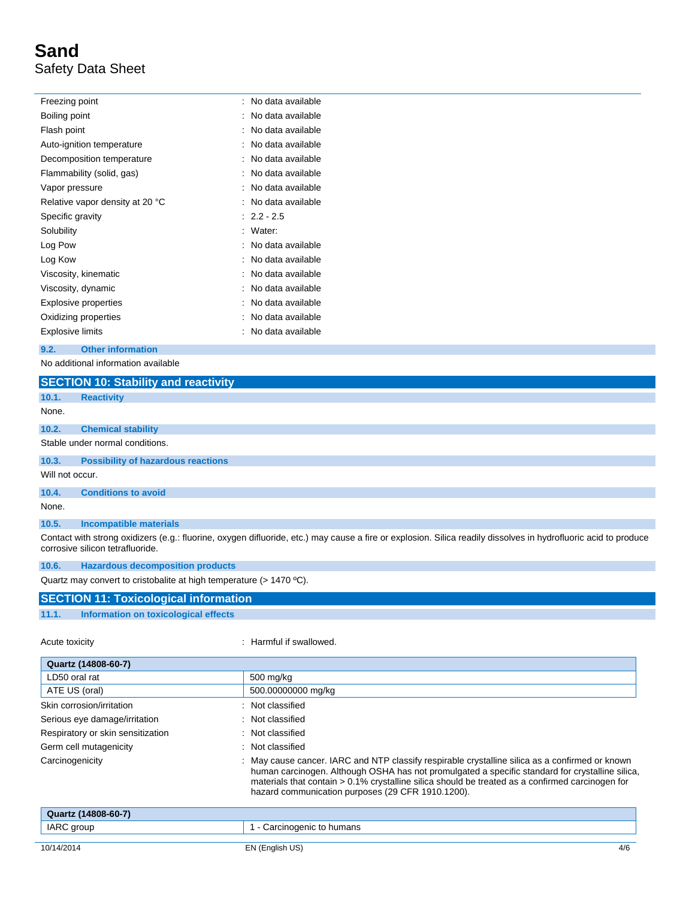| | |
|---|---|
| Freezing point | : No data available |
| Boiling point | : No data available |
| Flash point | : No data available |
| Auto-ignition temperature | : No data available |
| Decomposition temperature | : No data available |
| Flammability (solid, gas) | : No data available |
| Vapor pressure | : No data available |
| Relative vapor density at 20 °C | : No data available |
| Specific gravity | : 2.2 - 2.5 |
| Solubility | : Water: |
| Log Pow | : No data available |
| Log Kow | : No data available |
| Viscosity, kinematic | : No data available |
| Viscosity, dynamic | : No data available |
| Explosive properties | : No data available |
| Oxidizing properties | : No data available |
| Explosive limits | : No data available |

### 9.2. Other information

No additional information available

## SECTION 10: Stability and reactivity

### 10.1. Reactivity

None.

### 10.2. Chemical stability

Stable under normal conditions.

### 10.3. Possibility of hazardous reactions

Will not occur.

### 10.4. Conditions to avoid

None.

### 10.5. Incompatible materials

Contact with strong oxidizers (e.g.: fluorine, oxygen difluoride, etc.) may cause a fire or explosion. Silica readily dissolves in hydrofluoric acid to produce corrosive silicon tetrafluoride.

### 10.6. Hazardous decomposition products

Quartz may convert to cristobalite at high temperature (> 1470 ºC).

## SECTION 11: Toxicological information

### 11.1. Information on toxicological effects

Acute toxicity : Harmful if swallowed.

| Quartz (14808-60-7) | |
|---|---|
| LD50 oral rat | 500 mg/kg |
| ATE US (oral) | 500.00000000 mg/kg |

| | |
|---|---|
| Skin corrosion/irritation | : Not classified |
| Serious eye damage/irritation | : Not classified |
| Respiratory or skin sensitization | : Not classified |
| Germ cell mutagenicity | : Not classified |
| Carcinogenicity | : May cause cancer. IARC and NTP classify respirable crystalline silica as a confirmed or known human carcinogen. Although OSHA has not promulgated a specific standard for crystalline silica, materials that contain > 0.1% crystalline silica should be treated as a confirmed carcinogen for hazard communication purposes (29 CFR 1910.1200). |

| Quartz (14808-60-7) | |
|---|---|
| IARC group | 1 - Carcinogenic to humans |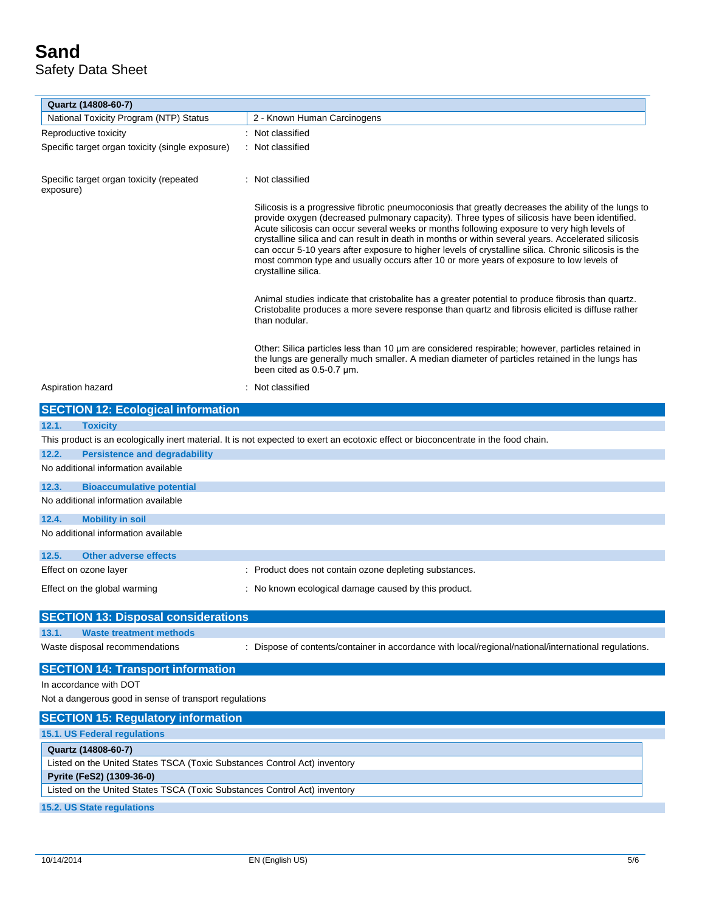| Quartz (14808-60-7) | |
|---|---|
| National Toxicity Program (NTP) Status | 2 - Known Human Carcinogens |

Reproductive toxicity : Not classified

Specific target organ toxicity (single exposure) : Not classified

Specific target organ toxicity (repeated exposure) : Not classified

Silicosis is a progressive fibrotic pneumoconiosis that greatly decreases the ability of the lungs to provide oxygen (decreased pulmonary capacity). Three types of silicosis have been identified. Acute silicosis can occur several weeks or months following exposure to very high levels of crystalline silica and can result in death in months or within several years. Accelerated silicosis can occur 5-10 years after exposure to higher levels of crystalline silica. Chronic silicosis is the most common type and usually occurs after 10 or more years of exposure to low levels of crystalline silica.

Animal studies indicate that cristobalite has a greater potential to produce fibrosis than quartz. Cristobalite produces a more severe response than quartz and fibrosis elicited is diffuse rather than nodular.

Other: Silica particles less than 10 µm are considered respirable; however, particles retained in the lungs are generally much smaller. A median diameter of particles retained in the lungs has been cited as 0.5-0.7 µm.

Aspiration hazard : Not classified

## SECTION 12: Ecological information

### 12.1. Toxicity

This product is an ecologically inert material. It is not expected to exert an ecotoxic effect or bioconcentrate in the food chain.

### 12.2. Persistence and degradability

No additional information available

### 12.3. Bioaccumulative potential

No additional information available

### 12.4. Mobility in soil

No additional information available

### 12.5. Other adverse effects

Effect on ozone layer : Product does not contain ozone depleting substances.

Effect on the global warming : No known ecological damage caused by this product.

## SECTION 13: Disposal considerations

### 13.1. Waste treatment methods

Waste disposal recommendations : Dispose of contents/container in accordance with local/regional/national/international regulations.

## SECTION 14: Transport information

In accordance with DOT

Not a dangerous good in sense of transport regulations

## SECTION 15: Regulatory information

### 15.1. US Federal regulations

| Quartz (14808-60-7) |
|---|
| Listed on the United States TSCA (Toxic Substances Control Act) inventory |
| **Pyrite ($FeS_2$) (1309-36-0)** |
| Listed on the United States TSCA (Toxic Substances Control Act) inventory |

### 15.2. US State regulations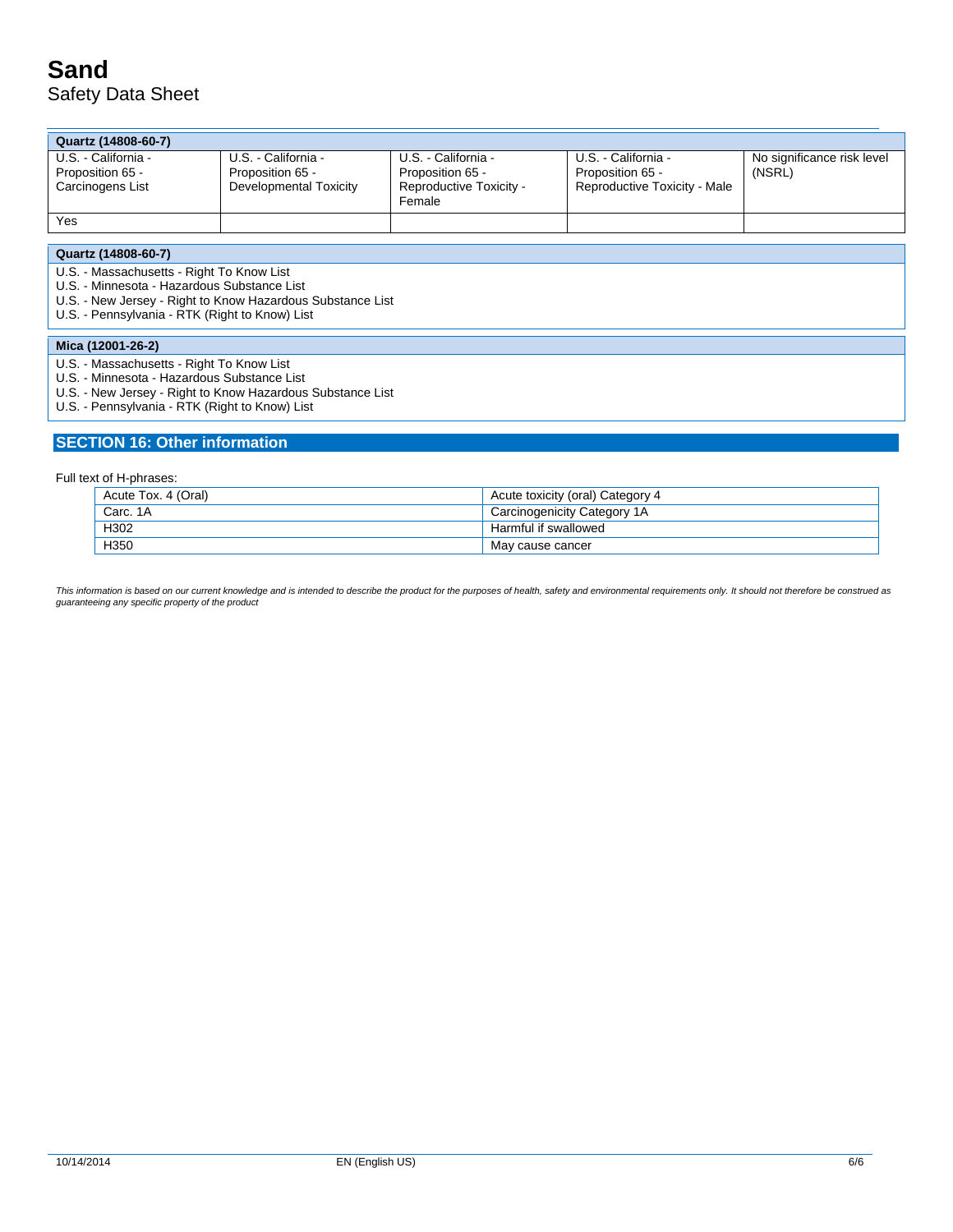| Quartz (14808-60-7) | | | | |
|---|---|---|---|---|
| U.S. - California - Proposition 65 - Carcinogens List | U.S. - California - Proposition 65 - Developmental Toxicity | U.S. - California - Proposition 65 - Reproductive Toxicity - Female | U.S. - California - Proposition 65 - Reproductive Toxicity - Male | No significance risk level (NSRL) |
| Yes | | | | |

**Quartz (14808-60-7)**

U.S. - Massachusetts - Right To Know List
U.S. - Minnesota - Hazardous Substance List
U.S. - New Jersey - Right to Know Hazardous Substance List
U.S. - Pennsylvania - RTK (Right to Know) List

**Mica (12001-26-2)**

U.S. - Massachusetts - Right To Know List
U.S. - Minnesota - Hazardous Substance List
U.S. - New Jersey - Right to Know Hazardous Substance List
U.S. - Pennsylvania - RTK (Right to Know) List

## SECTION 16: Other information

Full text of H-phrases:

| | |
|---|---|
| Acute Tox. 4 (Oral) | Acute toxicity (oral) Category 4 |
| Carc. 1A | Carcinogenicity Category 1A |
| H302 | Harmful if swallowed |
| H350 | May cause cancer |

*This information is based on our current knowledge and is intended to describe the product for the purposes of health, safety and environmental requirements only. It should not therefore be construed as guaranteeing any specific property of the product*